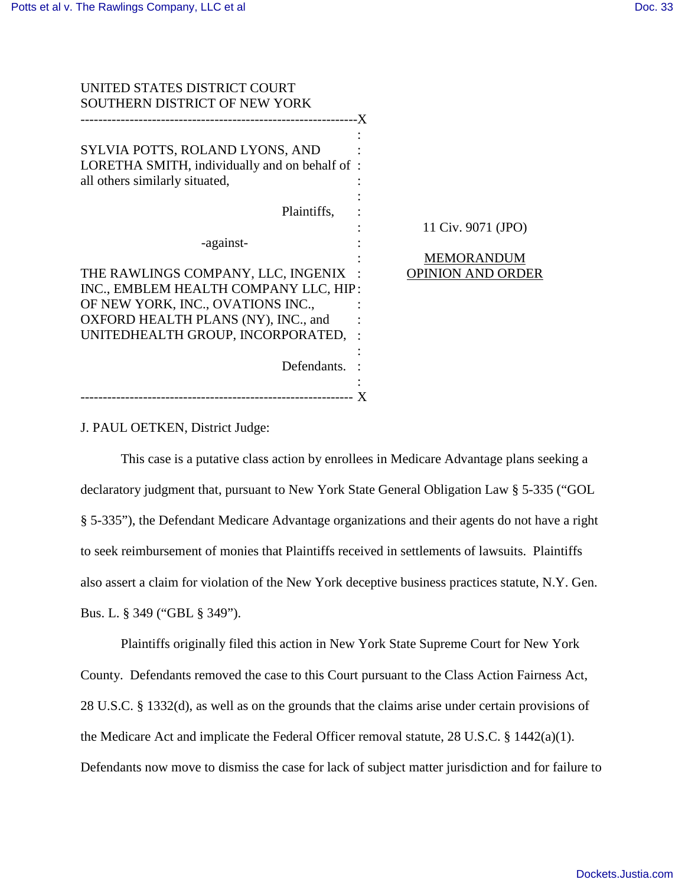UNITED STATES DISTRICT COURT
SOUTHERN DISTRICT OF NEW YORK

SYLVIA POTTS, ROLAND LYONS, AND LORETHA SMITH, individually and on behalf of all others similarly situated,

Plaintiffs,

-against-

THE RAWLINGS COMPANY, LLC, INGENIX INC., EMBLEM HEALTH COMPANY LLC, HIP OF NEW YORK, INC., OVATIONS INC., OXFORD HEALTH PLANS (NY), INC., and UNITEDHEALTH GROUP, INCORPORATED,

Defendants.

11 Civ. 9071 (JPO)

MEMORANDUM OPINION AND ORDER

J. PAUL OETKEN, District Judge:

This case is a putative class action by enrollees in Medicare Advantage plans seeking a declaratory judgment that, pursuant to New York State General Obligation Law § 5-335 ("GOL § 5-335"), the Defendant Medicare Advantage organizations and their agents do not have a right to seek reimbursement of monies that Plaintiffs received in settlements of lawsuits. Plaintiffs also assert a claim for violation of the New York deceptive business practices statute, N.Y. Gen. Bus. L. § 349 ("GBL § 349").

Plaintiffs originally filed this action in New York State Supreme Court for New York County. Defendants removed the case to this Court pursuant to the Class Action Fairness Act, 28 U.S.C. § 1332(d), as well as on the grounds that the claims arise under certain provisions of the Medicare Act and implicate the Federal Officer removal statute, 28 U.S.C. § 1442(a)(1). Defendants now move to dismiss the case for lack of subject matter jurisdiction and for failure to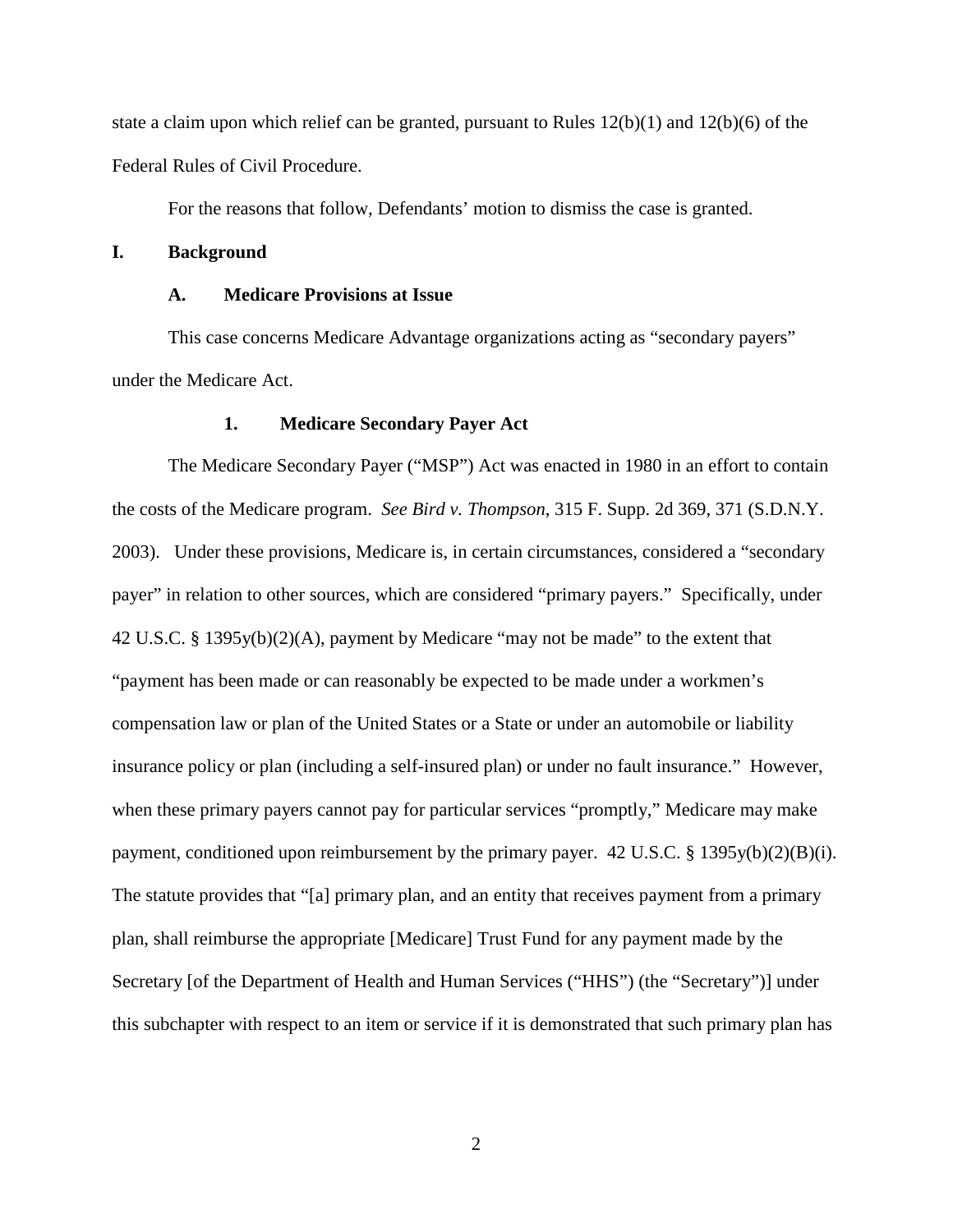state a claim upon which relief can be granted, pursuant to Rules 12(b)(1) and 12(b)(6) of the Federal Rules of Civil Procedure.

For the reasons that follow, Defendants' motion to dismiss the case is granted.

## I. Background

### A. Medicare Provisions at Issue

This case concerns Medicare Advantage organizations acting as "secondary payers" under the Medicare Act.

#### 1. Medicare Secondary Payer Act

The Medicare Secondary Payer ("MSP") Act was enacted in 1980 in an effort to contain the costs of the Medicare program. *See Bird v. Thompson*, 315 F. Supp. 2d 369, 371 (S.D.N.Y. 2003). Under these provisions, Medicare is, in certain circumstances, considered a "secondary payer" in relation to other sources, which are considered "primary payers." Specifically, under 42 U.S.C. § 1395y(b)(2)(A), payment by Medicare "may not be made" to the extent that "payment has been made or can reasonably be expected to be made under a workmen's compensation law or plan of the United States or a State or under an automobile or liability insurance policy or plan (including a self-insured plan) or under no fault insurance." However, when these primary payers cannot pay for particular services "promptly," Medicare may make payment, conditioned upon reimbursement by the primary payer. 42 U.S.C. § 1395y(b)(2)(B)(i). The statute provides that "[a] primary plan, and an entity that receives payment from a primary plan, shall reimburse the appropriate [Medicare] Trust Fund for any payment made by the Secretary [of the Department of Health and Human Services ("HHS") (the "Secretary")] under this subchapter with respect to an item or service if it is demonstrated that such primary plan has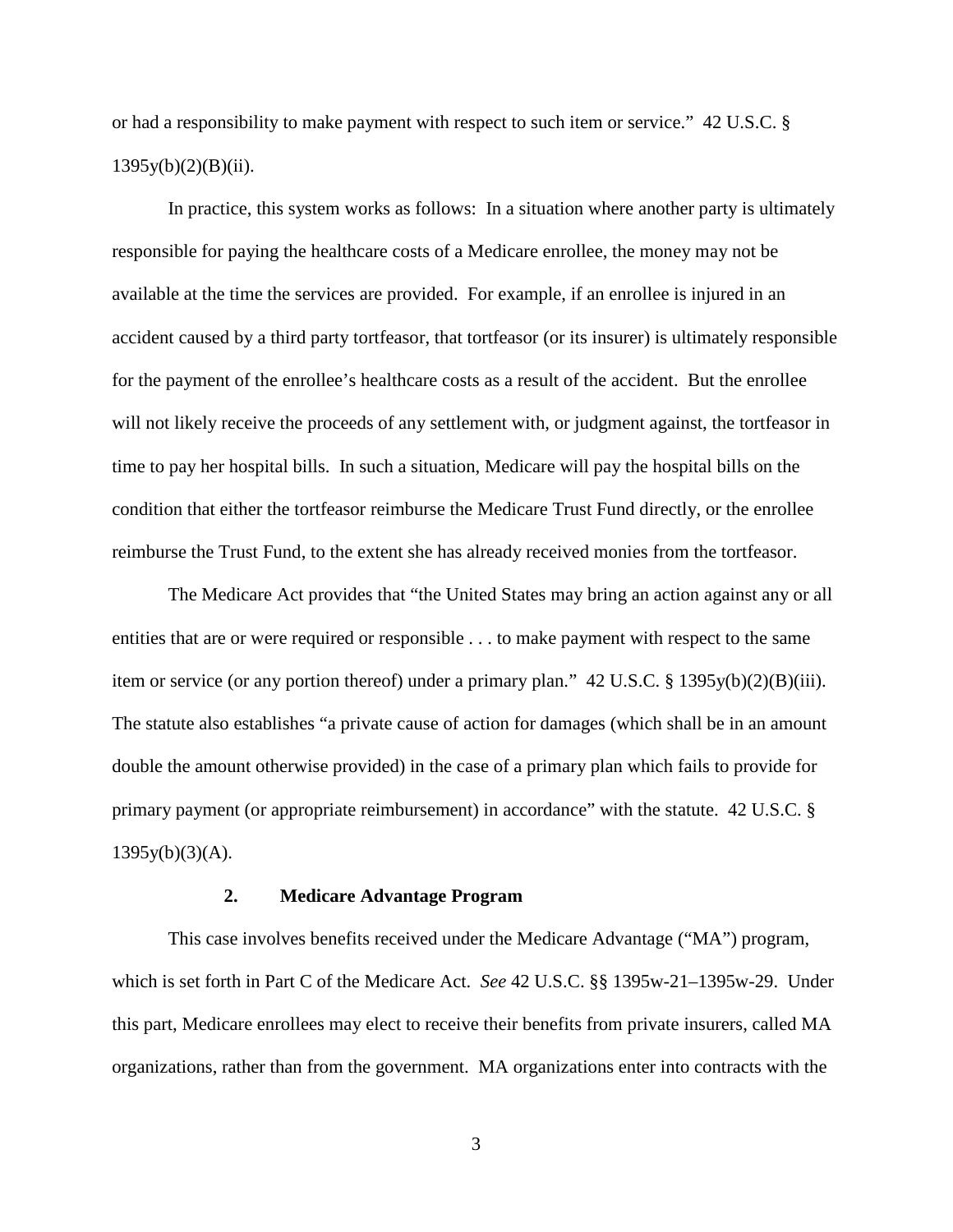or had a responsibility to make payment with respect to such item or service." 42 U.S.C. § 1395y(b)(2)(B)(ii).

In practice, this system works as follows: In a situation where another party is ultimately responsible for paying the healthcare costs of a Medicare enrollee, the money may not be available at the time the services are provided. For example, if an enrollee is injured in an accident caused by a third party tortfeasor, that tortfeasor (or its insurer) is ultimately responsible for the payment of the enrollee's healthcare costs as a result of the accident. But the enrollee will not likely receive the proceeds of any settlement with, or judgment against, the tortfeasor in time to pay her hospital bills. In such a situation, Medicare will pay the hospital bills on the condition that either the tortfeasor reimburse the Medicare Trust Fund directly, or the enrollee reimburse the Trust Fund, to the extent she has already received monies from the tortfeasor.

The Medicare Act provides that "the United States may bring an action against any or all entities that are or were required or responsible . . . to make payment with respect to the same item or service (or any portion thereof) under a primary plan." 42 U.S.C. § 1395y(b)(2)(B)(iii). The statute also establishes "a private cause of action for damages (which shall be in an amount double the amount otherwise provided) in the case of a primary plan which fails to provide for primary payment (or appropriate reimbursement) in accordance" with the statute. 42 U.S.C. § 1395y(b)(3)(A).

### 2. Medicare Advantage Program

This case involves benefits received under the Medicare Advantage ("MA") program, which is set forth in Part C of the Medicare Act. *See* 42 U.S.C. §§ 1395w-21–1395w-29. Under this part, Medicare enrollees may elect to receive their benefits from private insurers, called MA organizations, rather than from the government. MA organizations enter into contracts with the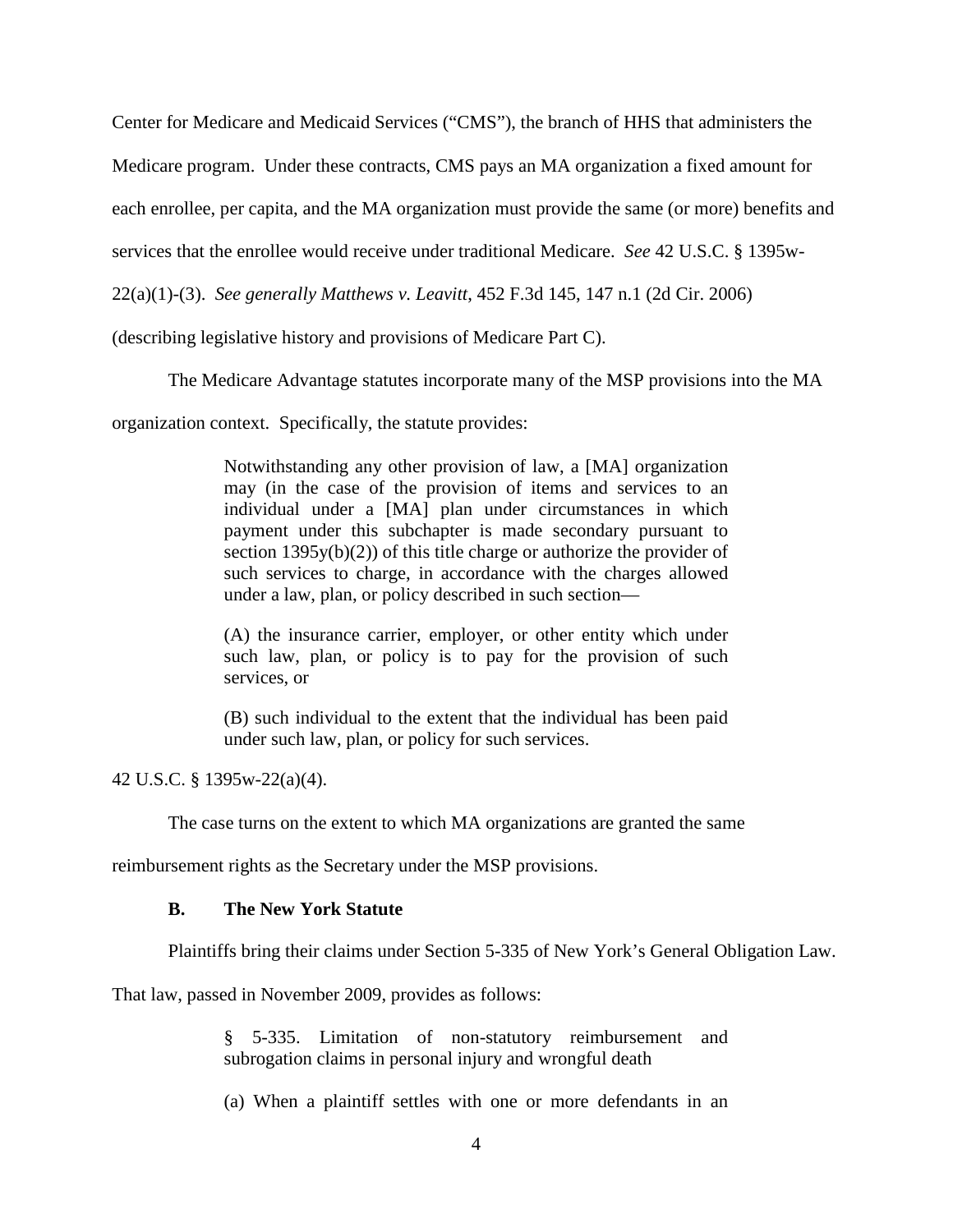Center for Medicare and Medicaid Services ("CMS"), the branch of HHS that administers the Medicare program. Under these contracts, CMS pays an MA organization a fixed amount for each enrollee, per capita, and the MA organization must provide the same (or more) benefits and services that the enrollee would receive under traditional Medicare. *See* 42 U.S.C. § 1395w-22(a)(1)-(3). *See generally Matthews v. Leavitt*, 452 F.3d 145, 147 n.1 (2d Cir. 2006) (describing legislative history and provisions of Medicare Part C).

The Medicare Advantage statutes incorporate many of the MSP provisions into the MA organization context. Specifically, the statute provides:

> Notwithstanding any other provision of law, a [MA] organization may (in the case of the provision of items and services to an individual under a [MA] plan under circumstances in which payment under this subchapter is made secondary pursuant to section 1395y(b)(2)) of this title charge or authorize the provider of such services to charge, in accordance with the charges allowed under a law, plan, or policy described in such section—
>
> (A) the insurance carrier, employer, or other entity which under such law, plan, or policy is to pay for the provision of such services, or
>
> (B) such individual to the extent that the individual has been paid under such law, plan, or policy for such services.

42 U.S.C. § 1395w-22(a)(4).

The case turns on the extent to which MA organizations are granted the same reimbursement rights as the Secretary under the MSP provisions.

### B. The New York Statute

Plaintiffs bring their claims under Section 5-335 of New York's General Obligation Law. That law, passed in November 2009, provides as follows:

> § 5-335. Limitation of non-statutory reimbursement and subrogation claims in personal injury and wrongful death
>
> (a) When a plaintiff settles with one or more defendants in an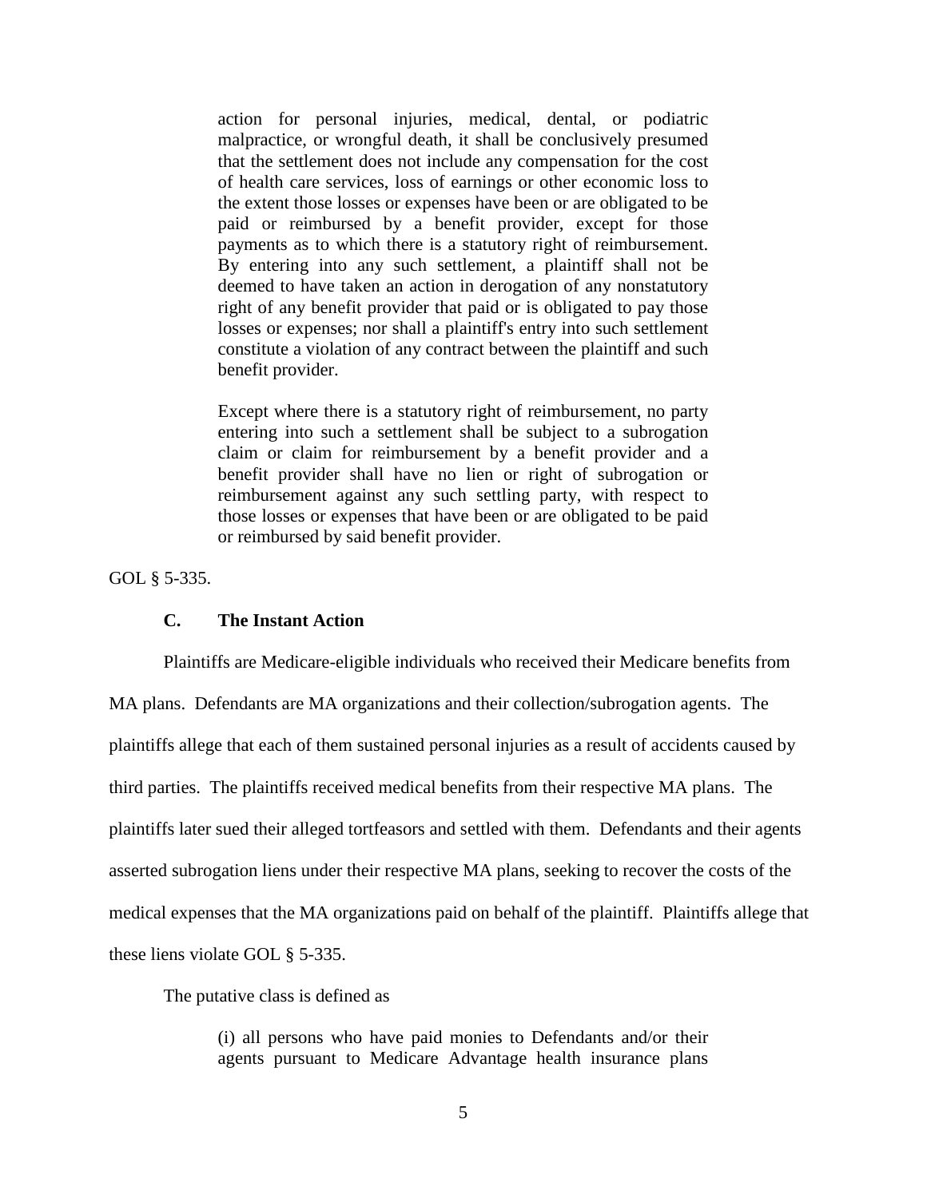> action for personal injuries, medical, dental, or podiatric malpractice, or wrongful death, it shall be conclusively presumed that the settlement does not include any compensation for the cost of health care services, loss of earnings or other economic loss to the extent those losses or expenses have been or are obligated to be paid or reimbursed by a benefit provider, except for those payments as to which there is a statutory right of reimbursement. By entering into any such settlement, a plaintiff shall not be deemed to have taken an action in derogation of any nonstatutory right of any benefit provider that paid or is obligated to pay those losses or expenses; nor shall a plaintiff's entry into such settlement constitute a violation of any contract between the plaintiff and such benefit provider.
>
> Except where there is a statutory right of reimbursement, no party entering into such a settlement shall be subject to a subrogation claim or claim for reimbursement by a benefit provider and a benefit provider shall have no lien or right of subrogation or reimbursement against any such settling party, with respect to those losses or expenses that have been or are obligated to be paid or reimbursed by said benefit provider.

GOL § 5-335.

### C. The Instant Action

Plaintiffs are Medicare-eligible individuals who received their Medicare benefits from MA plans. Defendants are MA organizations and their collection/subrogation agents. The plaintiffs allege that each of them sustained personal injuries as a result of accidents caused by third parties. The plaintiffs received medical benefits from their respective MA plans. The plaintiffs later sued their alleged tortfeasors and settled with them. Defendants and their agents asserted subrogation liens under their respective MA plans, seeking to recover the costs of the medical expenses that the MA organizations paid on behalf of the plaintiff. Plaintiffs allege that these liens violate GOL § 5-335.

The putative class is defined as

> (i) all persons who have paid monies to Defendants and/or their agents pursuant to Medicare Advantage health insurance plans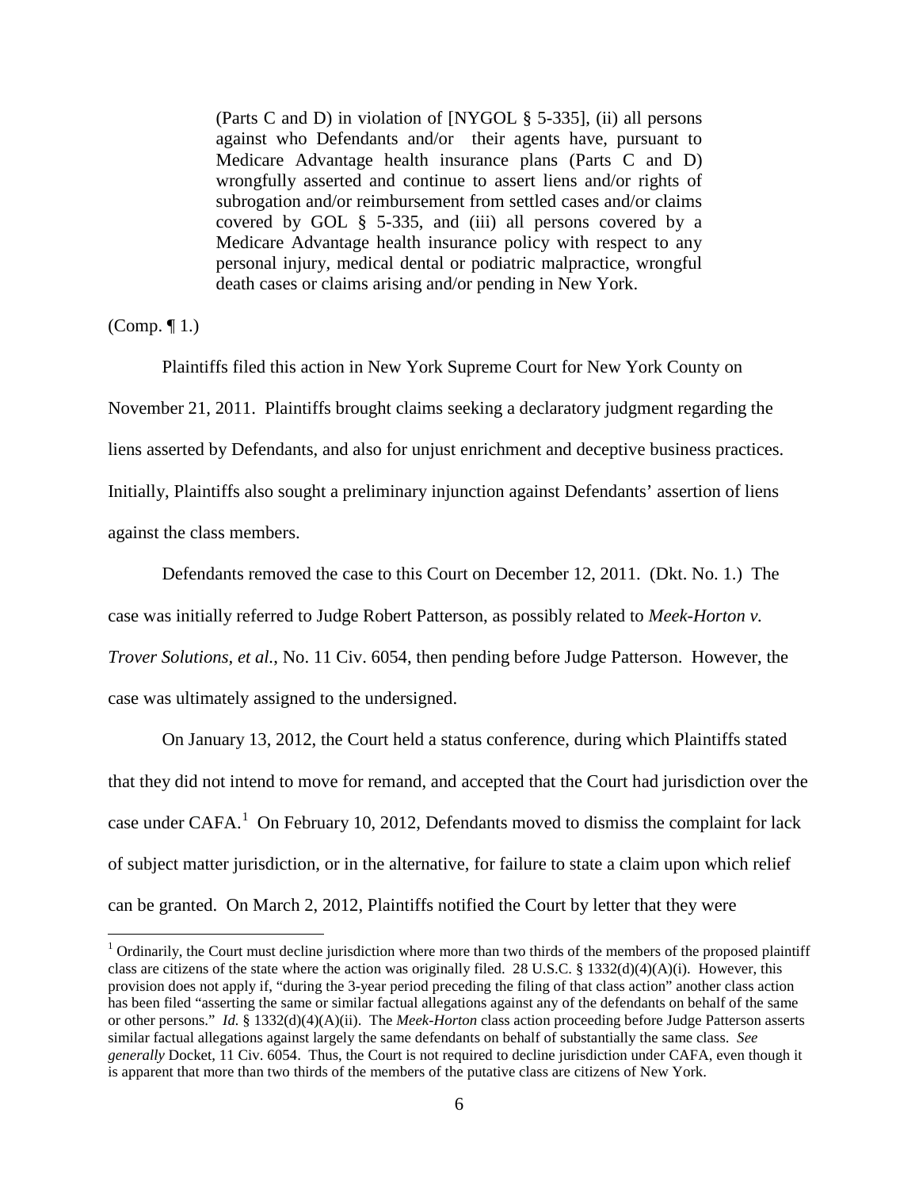> (Parts C and D) in violation of [NYGOL § 5-335], (ii) all persons against who Defendants and/or their agents have, pursuant to Medicare Advantage health insurance plans (Parts C and D) wrongfully asserted and continue to assert liens and/or rights of subrogation and/or reimbursement from settled cases and/or claims covered by GOL § 5-335, and (iii) all persons covered by a Medicare Advantage health insurance policy with respect to any personal injury, medical dental or podiatric malpractice, wrongful death cases or claims arising and/or pending in New York.

(Comp. ¶ 1.)

Plaintiffs filed this action in New York Supreme Court for New York County on November 21, 2011. Plaintiffs brought claims seeking a declaratory judgment regarding the liens asserted by Defendants, and also for unjust enrichment and deceptive business practices. Initially, Plaintiffs also sought a preliminary injunction against Defendants' assertion of liens against the class members.

Defendants removed the case to this Court on December 12, 2011. (Dkt. No. 1.) The case was initially referred to Judge Robert Patterson, as possibly related to *Meek-Horton v. Trover Solutions, et al.*, No. 11 Civ. 6054, then pending before Judge Patterson. However, the case was ultimately assigned to the undersigned.

On January 13, 2012, the Court held a status conference, during which Plaintiffs stated that they did not intend to move for remand, and accepted that the Court had jurisdiction over the case under CAFA.[1] On February 10, 2012, Defendants moved to dismiss the complaint for lack of subject matter jurisdiction, or in the alternative, for failure to state a claim upon which relief can be granted. On March 2, 2012, Plaintiffs notified the Court by letter that they were

[1] Ordinarily, the Court must decline jurisdiction where more than two thirds of the members of the proposed plaintiff class are citizens of the state where the action was originally filed. 28 U.S.C. § 1332(d)(4)(A)(i). However, this provision does not apply if, "during the 3-year period preceding the filing of that class action" another class action has been filed "asserting the same or similar factual allegations against any of the defendants on behalf of the same or other persons." *Id.* § 1332(d)(4)(A)(ii). The *Meek-Horton* class action proceeding before Judge Patterson asserts similar factual allegations against largely the same defendants on behalf of substantially the same class. *See generally* Docket, 11 Civ. 6054. Thus, the Court is not required to decline jurisdiction under CAFA, even though it is apparent that more than two thirds of the members of the putative class are citizens of New York.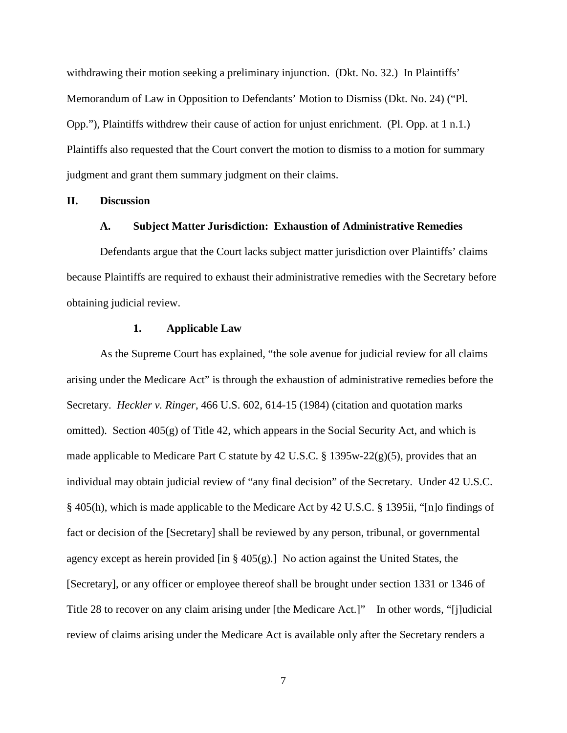withdrawing their motion seeking a preliminary injunction. (Dkt. No. 32.) In Plaintiffs' Memorandum of Law in Opposition to Defendants' Motion to Dismiss (Dkt. No. 24) ("Pl. Opp."), Plaintiffs withdrew their cause of action for unjust enrichment. (Pl. Opp. at 1 n.1.) Plaintiffs also requested that the Court convert the motion to dismiss to a motion for summary judgment and grant them summary judgment on their claims.

## II. Discussion

### A. Subject Matter Jurisdiction: Exhaustion of Administrative Remedies

Defendants argue that the Court lacks subject matter jurisdiction over Plaintiffs' claims because Plaintiffs are required to exhaust their administrative remedies with the Secretary before obtaining judicial review.

#### 1. Applicable Law

As the Supreme Court has explained, "the sole avenue for judicial review for all claims arising under the Medicare Act" is through the exhaustion of administrative remedies before the Secretary. *Heckler v. Ringer*, 466 U.S. 602, 614-15 (1984) (citation and quotation marks omitted). Section 405(g) of Title 42, which appears in the Social Security Act, and which is made applicable to Medicare Part C statute by 42 U.S.C. § 1395w-22(g)(5), provides that an individual may obtain judicial review of "any final decision" of the Secretary. Under 42 U.S.C. § 405(h), which is made applicable to the Medicare Act by 42 U.S.C. § 1395ii, "[n]o findings of fact or decision of the [Secretary] shall be reviewed by any person, tribunal, or governmental agency except as herein provided [in § 405(g).] No action against the United States, the [Secretary], or any officer or employee thereof shall be brought under section 1331 or 1346 of Title 28 to recover on any claim arising under [the Medicare Act.]" In other words, "[j]udicial review of claims arising under the Medicare Act is available only after the Secretary renders a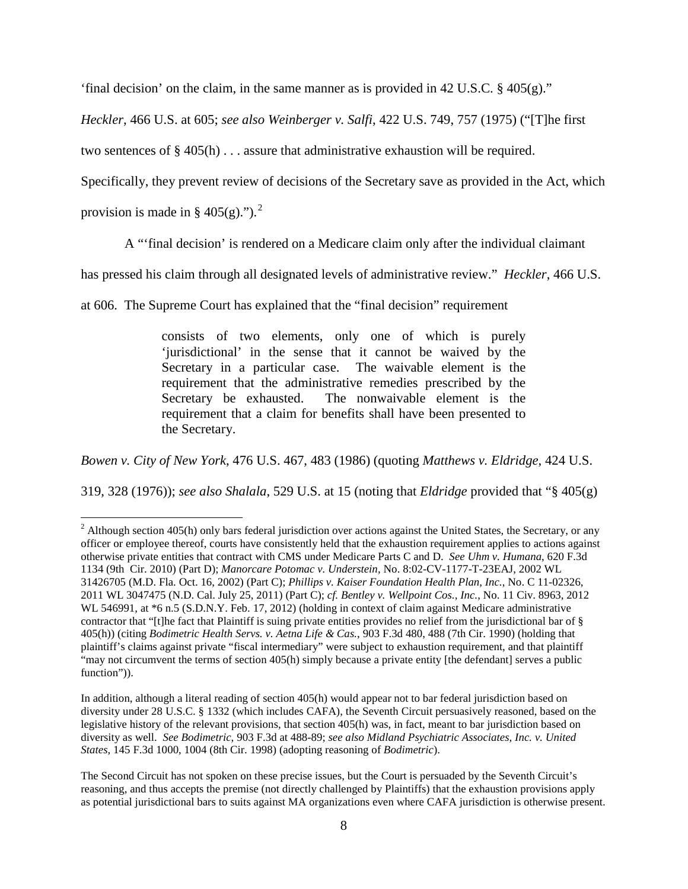'final decision' on the claim, in the same manner as is provided in 42 U.S.C. § 405(g)." *Heckler*, 466 U.S. at 605; *see also Weinberger v. Salfi*, 422 U.S. 749, 757 (1975) ("[T]he first two sentences of § 405(h) . . . assure that administrative exhaustion will be required. Specifically, they prevent review of decisions of the Secretary save as provided in the Act, which provision is made in § 405(g).").[2]

A "'final decision' is rendered on a Medicare claim only after the individual claimant has pressed his claim through all designated levels of administrative review." *Heckler*, 466 U.S. at 606. The Supreme Court has explained that the "final decision" requirement

> consists of two elements, only one of which is purely 'jurisdictional' in the sense that it cannot be waived by the Secretary in a particular case. The waivable element is the requirement that the administrative remedies prescribed by the Secretary be exhausted. The nonwaivable element is the requirement that a claim for benefits shall have been presented to the Secretary.

*Bowen v. City of New York*, 476 U.S. 467, 483 (1986) (quoting *Matthews v. Eldridge*, 424 U.S. 319, 328 (1976)); *see also Shalala*, 529 U.S. at 15 (noting that *Eldridge* provided that "§ 405(g)

---

[2] Although section 405(h) only bars federal jurisdiction over actions against the United States, the Secretary, or any officer or employee thereof, courts have consistently held that the exhaustion requirement applies to actions against otherwise private entities that contract with CMS under Medicare Parts C and D. *See Uhm v. Humana*, 620 F.3d 1134 (9th Cir. 2010) (Part D); *Manorcare Potomac v. Understein*, No. 8:02-CV-1177-T-23EAJ, 2002 WL 31426705 (M.D. Fla. Oct. 16, 2002) (Part C); *Phillips v. Kaiser Foundation Health Plan, Inc.*, No. C 11-02326, 2011 WL 3047475 (N.D. Cal. July 25, 2011) (Part C); *cf. Bentley v. Wellpoint Cos., Inc.*, No. 11 Civ. 8963, 2012 WL 546991, at *6 n.5 (S.D.N.Y. Feb. 17, 2012) (holding in context of claim against Medicare administrative contractor that "[t]he fact that Plaintiff is suing private entities provides no relief from the jurisdictional bar of § 405(h)) (citing *Bodimetric Health Servs. v. Aetna Life & Cas.*, 903 F.3d 480, 488 (7th Cir. 1990) (holding that plaintiff's claims against private "fiscal intermediary" were subject to exhaustion requirement, and that plaintiff "may not circumvent the terms of section 405(h) simply because a private entity [the defendant] serves a public function")).

In addition, although a literal reading of section 405(h) would appear not to bar federal jurisdiction based on diversity under 28 U.S.C. § 1332 (which includes CAFA), the Seventh Circuit persuasively reasoned, based on the legislative history of the relevant provisions, that section 405(h) was, in fact, meant to bar jurisdiction based on diversity as well. *See Bodimetric*, 903 F.3d at 488-89; *see also Midland Psychiatric Associates, Inc. v. United States*, 145 F.3d 1000, 1004 (8th Cir. 1998) (adopting reasoning of *Bodimetric*).

The Second Circuit has not spoken on these precise issues, but the Court is persuaded by the Seventh Circuit's reasoning, and thus accepts the premise (not directly challenged by Plaintiffs) that the exhaustion provisions apply as potential jurisdictional bars to suits against MA organizations even where CAFA jurisdiction is otherwise present.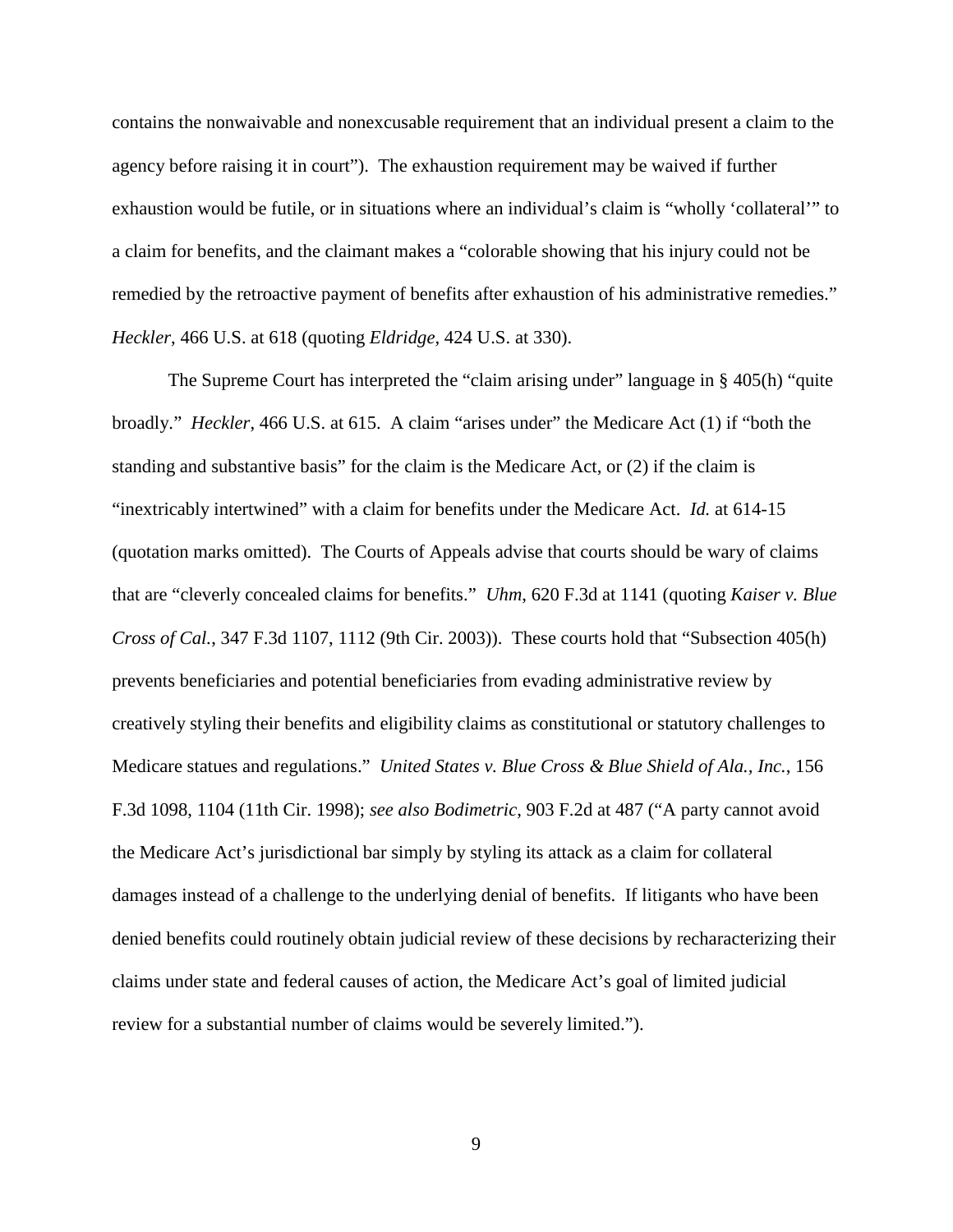contains the nonwaivable and nonexcusable requirement that an individual present a claim to the agency before raising it in court"). The exhaustion requirement may be waived if further exhaustion would be futile, or in situations where an individual's claim is "wholly 'collateral'" to a claim for benefits, and the claimant makes a "colorable showing that his injury could not be remedied by the retroactive payment of benefits after exhaustion of his administrative remedies." *Heckler*, 466 U.S. at 618 (quoting *Eldridge*, 424 U.S. at 330).

The Supreme Court has interpreted the "claim arising under" language in § 405(h) "quite broadly." *Heckler*, 466 U.S. at 615. A claim "arises under" the Medicare Act (1) if "both the standing and substantive basis" for the claim is the Medicare Act, or (2) if the claim is "inextricably intertwined" with a claim for benefits under the Medicare Act. *Id.* at 614-15 (quotation marks omitted). The Courts of Appeals advise that courts should be wary of claims that are "cleverly concealed claims for benefits." *Uhm*, 620 F.3d at 1141 (quoting *Kaiser v. Blue Cross of Cal.*, 347 F.3d 1107, 1112 (9th Cir. 2003)). These courts hold that "Subsection 405(h) prevents beneficiaries and potential beneficiaries from evading administrative review by creatively styling their benefits and eligibility claims as constitutional or statutory challenges to Medicare statues and regulations." *United States v. Blue Cross & Blue Shield of Ala., Inc.*, 156 F.3d 1098, 1104 (11th Cir. 1998); *see also Bodimetric*, 903 F.2d at 487 ("A party cannot avoid the Medicare Act's jurisdictional bar simply by styling its attack as a claim for collateral damages instead of a challenge to the underlying denial of benefits. If litigants who have been denied benefits could routinely obtain judicial review of these decisions by recharacterizing their claims under state and federal causes of action, the Medicare Act's goal of limited judicial review for a substantial number of claims would be severely limited.").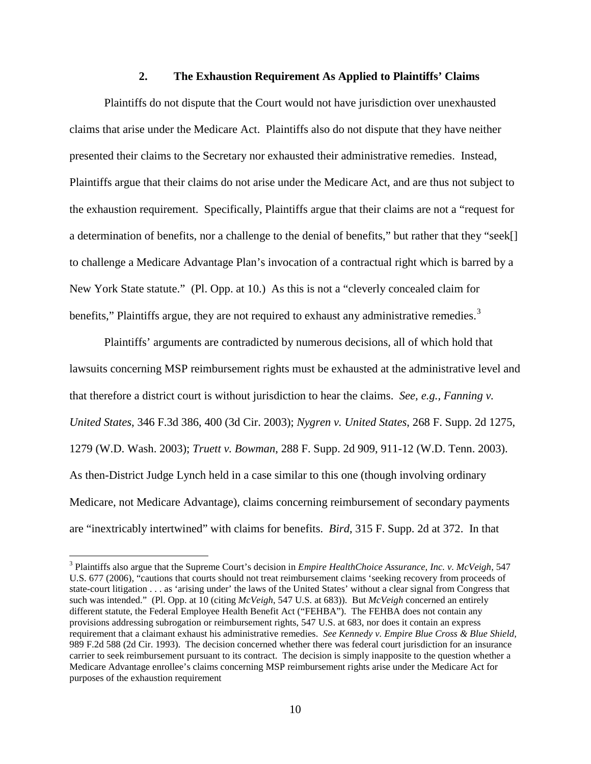### 2. The Exhaustion Requirement As Applied to Plaintiffs' Claims

Plaintiffs do not dispute that the Court would not have jurisdiction over unexhausted claims that arise under the Medicare Act. Plaintiffs also do not dispute that they have neither presented their claims to the Secretary nor exhausted their administrative remedies. Instead, Plaintiffs argue that their claims do not arise under the Medicare Act, and are thus not subject to the exhaustion requirement. Specifically, Plaintiffs argue that their claims are not a "request for a determination of benefits, nor a challenge to the denial of benefits," but rather that they "seek[] to challenge a Medicare Advantage Plan's invocation of a contractual right which is barred by a New York State statute." (Pl. Opp. at 10.) As this is not a "cleverly concealed claim for benefits," Plaintiffs argue, they are not required to exhaust any administrative remedies.[3]

Plaintiffs' arguments are contradicted by numerous decisions, all of which hold that lawsuits concerning MSP reimbursement rights must be exhausted at the administrative level and that therefore a district court is without jurisdiction to hear the claims. *See, e.g., Fanning v. United States*, 346 F.3d 386, 400 (3d Cir. 2003); *Nygren v. United States*, 268 F. Supp. 2d 1275, 1279 (W.D. Wash. 2003); *Truett v. Bowman*, 288 F. Supp. 2d 909, 911-12 (W.D. Tenn. 2003). As then-District Judge Lynch held in a case similar to this one (though involving ordinary Medicare, not Medicare Advantage), claims concerning reimbursement of secondary payments are "inextricably intertwined" with claims for benefits. *Bird*, 315 F. Supp. 2d at 372. In that

[3] Plaintiffs also argue that the Supreme Court's decision in *Empire HealthChoice Assurance, Inc. v. McVeigh*, 547 U.S. 677 (2006), "cautions that courts should not treat reimbursement claims 'seeking recovery from proceeds of state-court litigation . . . as 'arising under' the laws of the United States' without a clear signal from Congress that such was intended." (Pl. Opp. at 10 (citing *McVeigh*, 547 U.S. at 683)). But *McVeigh* concerned an entirely different statute, the Federal Employee Health Benefit Act ("FEHBA"). The FEHBA does not contain any provisions addressing subrogation or reimbursement rights, 547 U.S. at 683, nor does it contain an express requirement that a claimant exhaust his administrative remedies. *See Kennedy v. Empire Blue Cross & Blue Shield*, 989 F.2d 588 (2d Cir. 1993). The decision concerned whether there was federal court jurisdiction for an insurance carrier to seek reimbursement pursuant to its contract. The decision is simply inapposite to the question whether a Medicare Advantage enrollee's claims concerning MSP reimbursement rights arise under the Medicare Act for purposes of the exhaustion requirement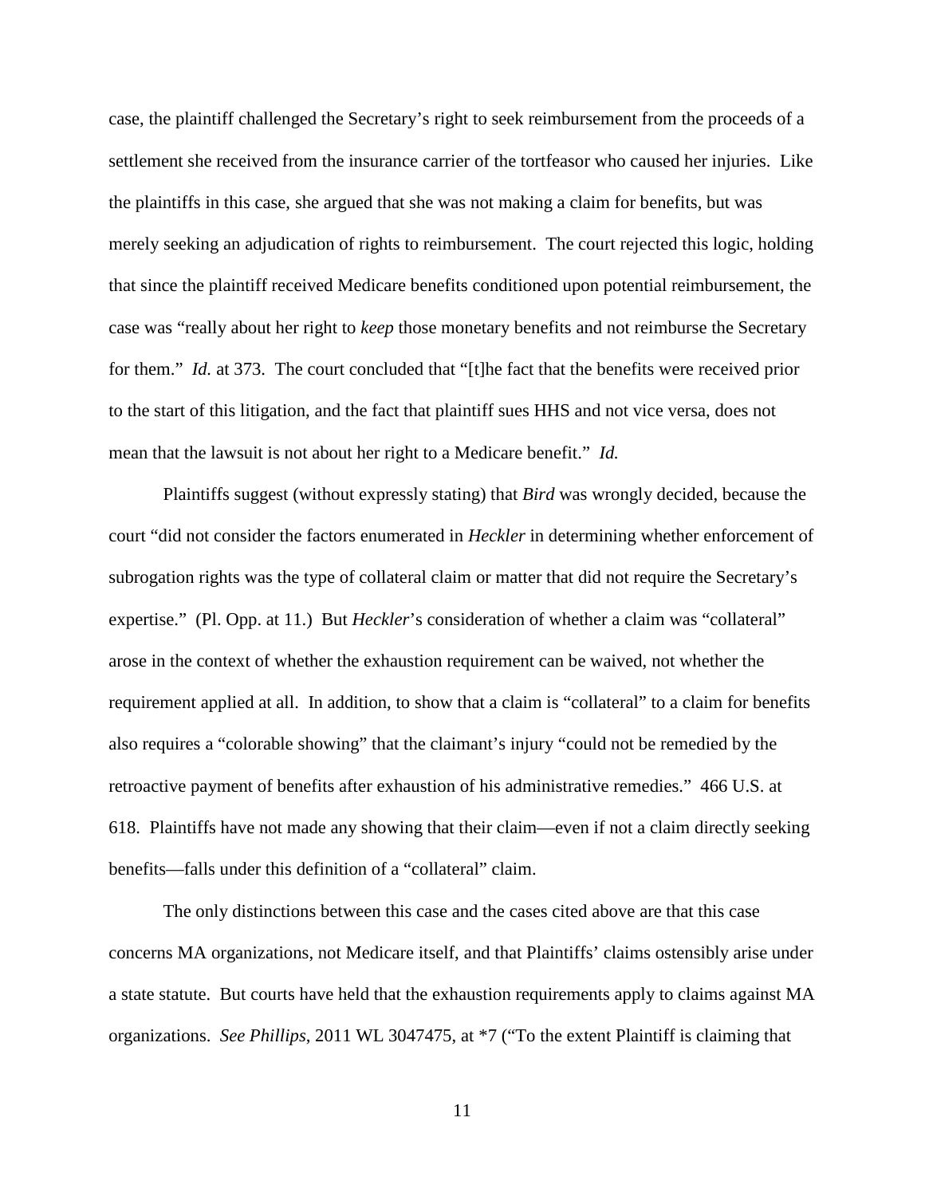case, the plaintiff challenged the Secretary's right to seek reimbursement from the proceeds of a settlement she received from the insurance carrier of the tortfeasor who caused her injuries. Like the plaintiffs in this case, she argued that she was not making a claim for benefits, but was merely seeking an adjudication of rights to reimbursement. The court rejected this logic, holding that since the plaintiff received Medicare benefits conditioned upon potential reimbursement, the case was "really about her right to *keep* those monetary benefits and not reimburse the Secretary for them." *Id.* at 373. The court concluded that "[t]he fact that the benefits were received prior to the start of this litigation, and the fact that plaintiff sues HHS and not vice versa, does not mean that the lawsuit is not about her right to a Medicare benefit." *Id.*

Plaintiffs suggest (without expressly stating) that *Bird* was wrongly decided, because the court "did not consider the factors enumerated in *Heckler* in determining whether enforcement of subrogation rights was the type of collateral claim or matter that did not require the Secretary's expertise." (Pl. Opp. at 11.) But *Heckler*'s consideration of whether a claim was "collateral" arose in the context of whether the exhaustion requirement can be waived, not whether the requirement applied at all. In addition, to show that a claim is "collateral" to a claim for benefits also requires a "colorable showing" that the claimant's injury "could not be remedied by the retroactive payment of benefits after exhaustion of his administrative remedies." 466 U.S. at 618. Plaintiffs have not made any showing that their claim—even if not a claim directly seeking benefits—falls under this definition of a "collateral" claim.

The only distinctions between this case and the cases cited above are that this case concerns MA organizations, not Medicare itself, and that Plaintiffs' claims ostensibly arise under a state statute. But courts have held that the exhaustion requirements apply to claims against MA organizations. *See Phillips*, 2011 WL 3047475, at *7 ("To the extent Plaintiff is claiming that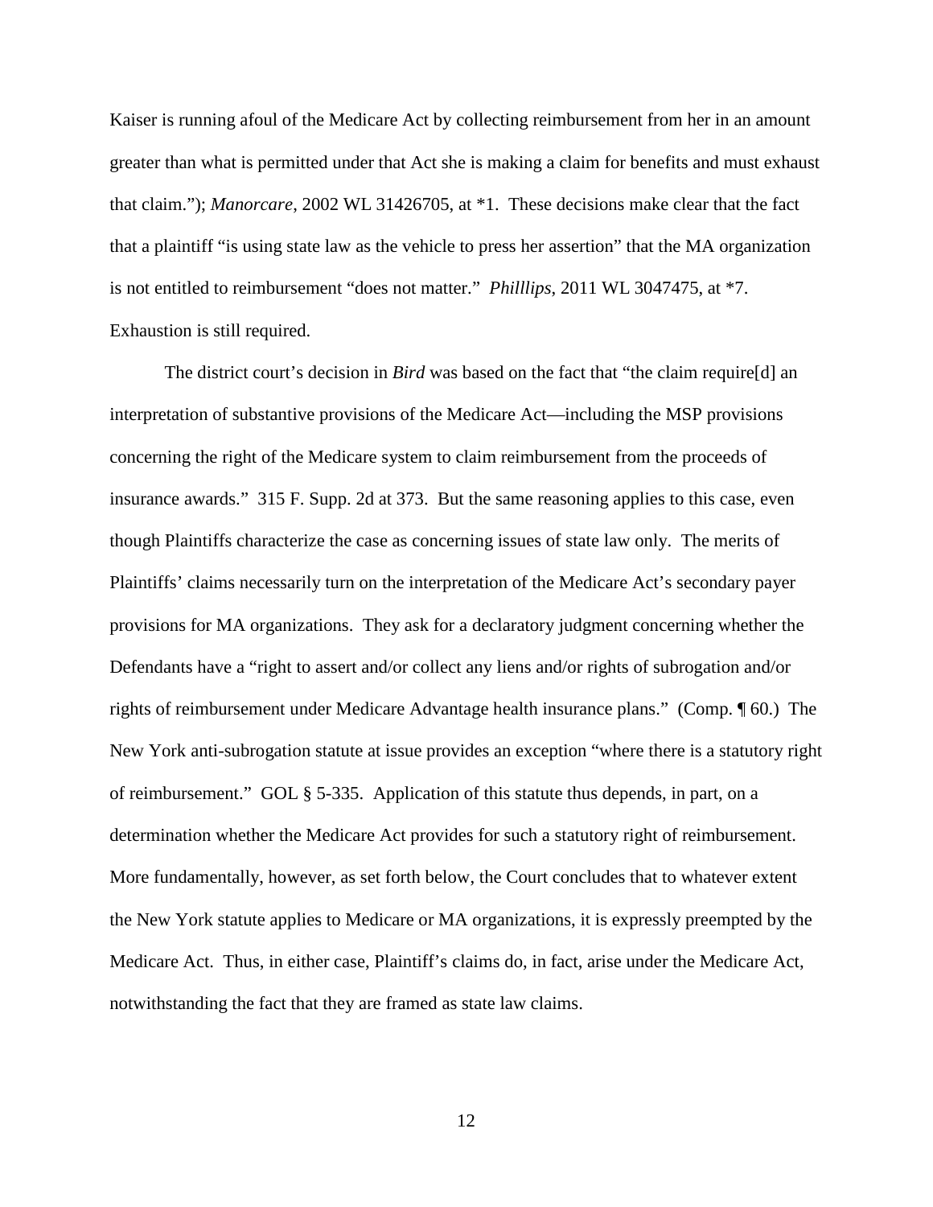Kaiser is running afoul of the Medicare Act by collecting reimbursement from her in an amount greater than what is permitted under that Act she is making a claim for benefits and must exhaust that claim."); *Manorcare*, 2002 WL 31426705, at *1. These decisions make clear that the fact that a plaintiff "is using state law as the vehicle to press her assertion" that the MA organization is not entitled to reimbursement "does not matter." *Philllips*, 2011 WL 3047475, at *7. Exhaustion is still required.

The district court's decision in *Bird* was based on the fact that "the claim require[d] an interpretation of substantive provisions of the Medicare Act—including the MSP provisions concerning the right of the Medicare system to claim reimbursement from the proceeds of insurance awards." 315 F. Supp. 2d at 373. But the same reasoning applies to this case, even though Plaintiffs characterize the case as concerning issues of state law only. The merits of Plaintiffs' claims necessarily turn on the interpretation of the Medicare Act's secondary payer provisions for MA organizations. They ask for a declaratory judgment concerning whether the Defendants have a "right to assert and/or collect any liens and/or rights of subrogation and/or rights of reimbursement under Medicare Advantage health insurance plans." (Comp. ¶ 60.) The New York anti-subrogation statute at issue provides an exception "where there is a statutory right of reimbursement." GOL § 5-335. Application of this statute thus depends, in part, on a determination whether the Medicare Act provides for such a statutory right of reimbursement. More fundamentally, however, as set forth below, the Court concludes that to whatever extent the New York statute applies to Medicare or MA organizations, it is expressly preempted by the Medicare Act. Thus, in either case, Plaintiff's claims do, in fact, arise under the Medicare Act, notwithstanding the fact that they are framed as state law claims.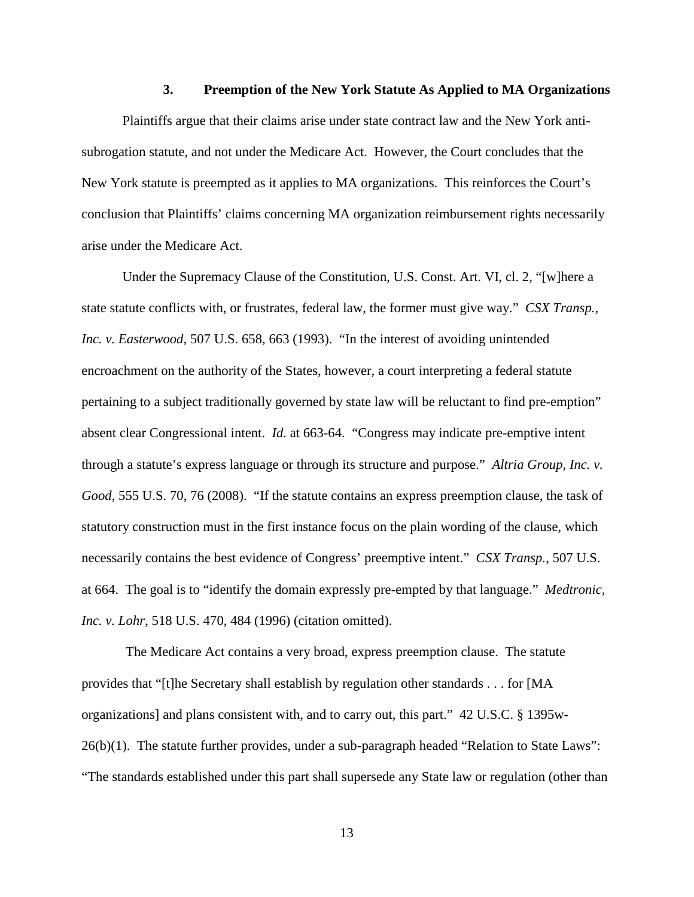### 3. Preemption of the New York Statute As Applied to MA Organizations

Plaintiffs argue that their claims arise under state contract law and the New York anti-subrogation statute, and not under the Medicare Act. However, the Court concludes that the New York statute is preempted as it applies to MA organizations. This reinforces the Court's conclusion that Plaintiffs' claims concerning MA organization reimbursement rights necessarily arise under the Medicare Act.

Under the Supremacy Clause of the Constitution, U.S. Const. Art. VI, cl. 2, "[w]here a state statute conflicts with, or frustrates, federal law, the former must give way." *CSX Transp., Inc. v. Easterwood*, 507 U.S. 658, 663 (1993). "In the interest of avoiding unintended encroachment on the authority of the States, however, a court interpreting a federal statute pertaining to a subject traditionally governed by state law will be reluctant to find pre-emption" absent clear Congressional intent. *Id.* at 663-64. "Congress may indicate pre-emptive intent through a statute's express language or through its structure and purpose." *Altria Group, Inc. v. Good*, 555 U.S. 70, 76 (2008). "If the statute contains an express preemption clause, the task of statutory construction must in the first instance focus on the plain wording of the clause, which necessarily contains the best evidence of Congress' preemptive intent." *CSX Transp.*, 507 U.S. at 664. The goal is to "identify the domain expressly pre-empted by that language." *Medtronic, Inc. v. Lohr*, 518 U.S. 470, 484 (1996) (citation omitted).

The Medicare Act contains a very broad, express preemption clause. The statute provides that "[t]he Secretary shall establish by regulation other standards . . . for [MA organizations] and plans consistent with, and to carry out, this part." 42 U.S.C. § 1395w-26(b)(1). The statute further provides, under a sub-paragraph headed "Relation to State Laws": "The standards established under this part shall supersede any State law or regulation (other than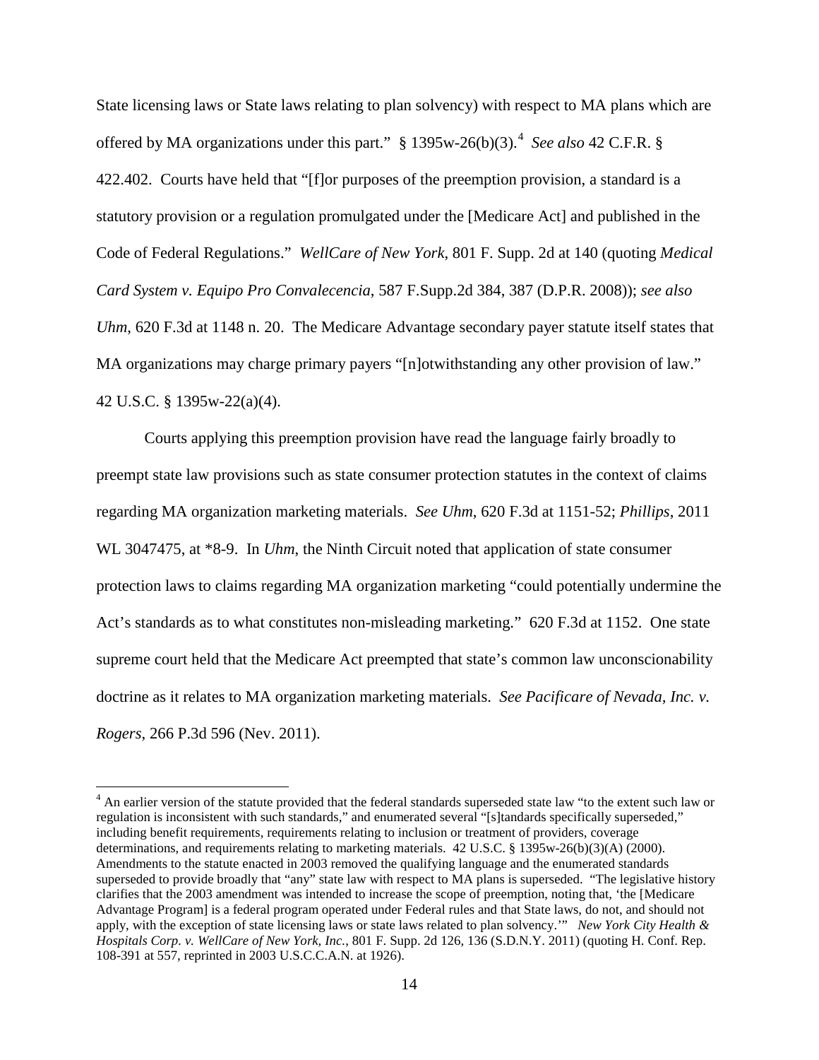State licensing laws or State laws relating to plan solvency) with respect to MA plans which are offered by MA organizations under this part." § 1395w-26(b)(3).[4] *See also* 42 C.F.R. § 422.402. Courts have held that "[f]or purposes of the preemption provision, a standard is a statutory provision or a regulation promulgated under the [Medicare Act] and published in the Code of Federal Regulations." *WellCare of New York*, 801 F. Supp. 2d at 140 (quoting *Medical Card System v. Equipo Pro Convalecencia*, 587 F.Supp.2d 384, 387 (D.P.R. 2008)); *see also Uhm*, 620 F.3d at 1148 n. 20. The Medicare Advantage secondary payer statute itself states that MA organizations may charge primary payers "[n]otwithstanding any other provision of law." 42 U.S.C. § 1395w-22(a)(4).

Courts applying this preemption provision have read the language fairly broadly to preempt state law provisions such as state consumer protection statutes in the context of claims regarding MA organization marketing materials. *See Uhm*, 620 F.3d at 1151-52; *Phillips*, 2011 WL 3047475, at *8-9. In *Uhm*, the Ninth Circuit noted that application of state consumer protection laws to claims regarding MA organization marketing "could potentially undermine the Act's standards as to what constitutes non-misleading marketing." 620 F.3d at 1152. One state supreme court held that the Medicare Act preempted that state's common law unconscionability doctrine as it relates to MA organization marketing materials. *See Pacificare of Nevada, Inc. v. Rogers*, 266 P.3d 596 (Nev. 2011).

[4] An earlier version of the statute provided that the federal standards superseded state law "to the extent such law or regulation is inconsistent with such standards," and enumerated several "[s]tandards specifically superseded," including benefit requirements, requirements relating to inclusion or treatment of providers, coverage determinations, and requirements relating to marketing materials. 42 U.S.C. § 1395w-26(b)(3)(A) (2000). Amendments to the statute enacted in 2003 removed the qualifying language and the enumerated standards superseded to provide broadly that "any" state law with respect to MA plans is superseded. "The legislative history clarifies that the 2003 amendment was intended to increase the scope of preemption, noting that, 'the [Medicare Advantage Program] is a federal program operated under Federal rules and that State laws, do not, and should not apply, with the exception of state licensing laws or state laws related to plan solvency.'" *New York City Health & Hospitals Corp. v. WellCare of New York, Inc.*, 801 F. Supp. 2d 126, 136 (S.D.N.Y. 2011) (quoting H. Conf. Rep. 108-391 at 557, reprinted in 2003 U.S.C.C.A.N. at 1926).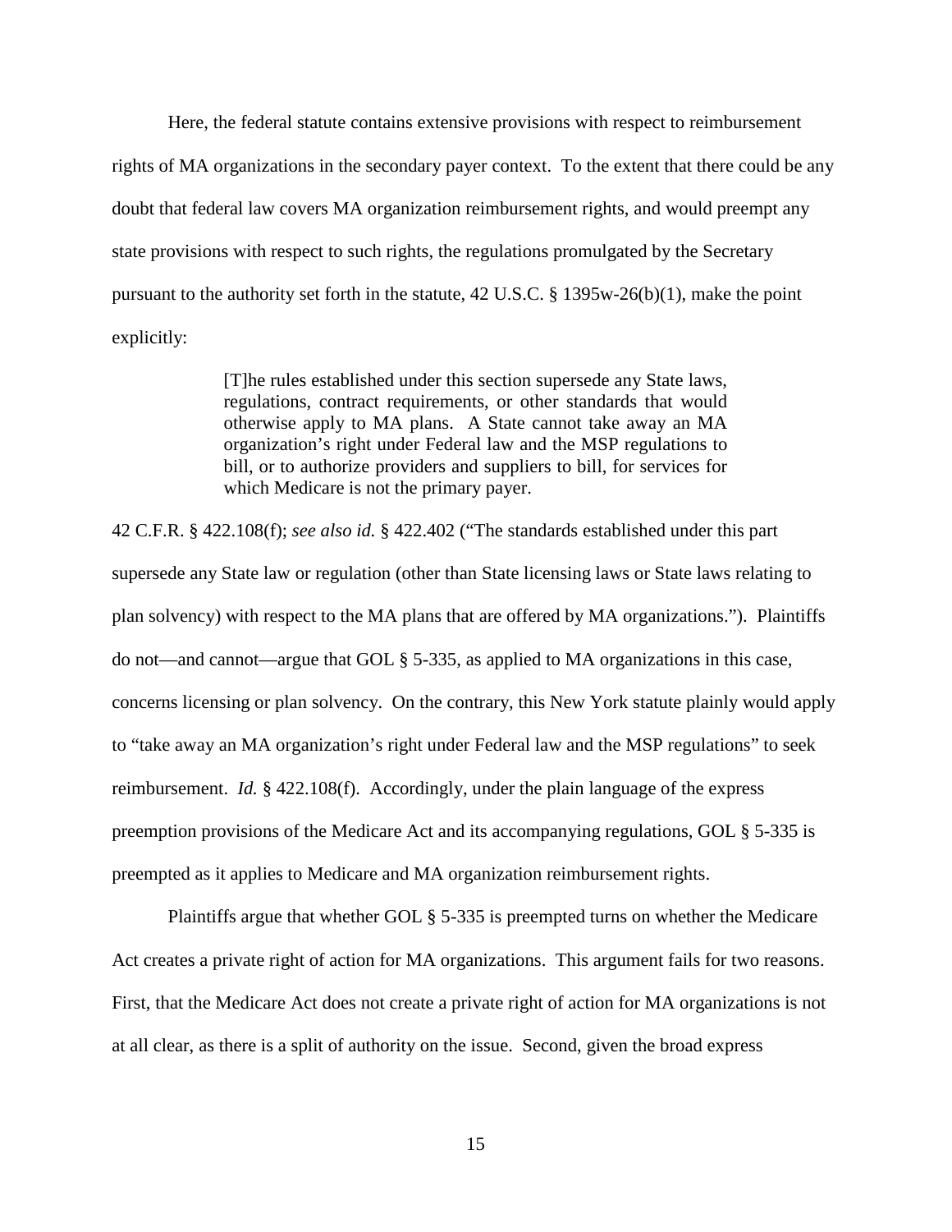Here, the federal statute contains extensive provisions with respect to reimbursement rights of MA organizations in the secondary payer context. To the extent that there could be any doubt that federal law covers MA organization reimbursement rights, and would preempt any state provisions with respect to such rights, the regulations promulgated by the Secretary pursuant to the authority set forth in the statute, 42 U.S.C. § 1395w-26(b)(1), make the point explicitly:

> [T]he rules established under this section supersede any State laws, regulations, contract requirements, or other standards that would otherwise apply to MA plans. A State cannot take away an MA organization's right under Federal law and the MSP regulations to bill, or to authorize providers and suppliers to bill, for services for which Medicare is not the primary payer.

42 C.F.R. § 422.108(f); *see also id.* § 422.402 ("The standards established under this part supersede any State law or regulation (other than State licensing laws or State laws relating to plan solvency) with respect to the MA plans that are offered by MA organizations."). Plaintiffs do not—and cannot—argue that GOL § 5-335, as applied to MA organizations in this case, concerns licensing or plan solvency. On the contrary, this New York statute plainly would apply to "take away an MA organization's right under Federal law and the MSP regulations" to seek reimbursement. *Id.* § 422.108(f). Accordingly, under the plain language of the express preemption provisions of the Medicare Act and its accompanying regulations, GOL § 5-335 is preempted as it applies to Medicare and MA organization reimbursement rights.

Plaintiffs argue that whether GOL § 5-335 is preempted turns on whether the Medicare Act creates a private right of action for MA organizations. This argument fails for two reasons. First, that the Medicare Act does not create a private right of action for MA organizations is not at all clear, as there is a split of authority on the issue. Second, given the broad express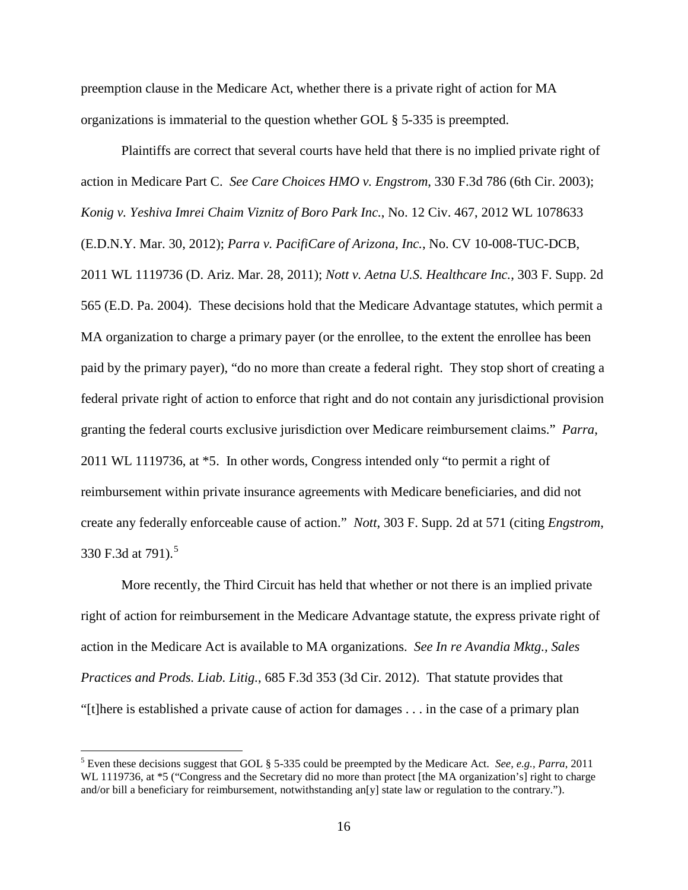preemption clause in the Medicare Act, whether there is a private right of action for MA organizations is immaterial to the question whether GOL § 5-335 is preempted.

Plaintiffs are correct that several courts have held that there is no implied private right of action in Medicare Part C. *See Care Choices HMO v. Engstrom*, 330 F.3d 786 (6th Cir. 2003); *Konig v. Yeshiva Imrei Chaim Viznitz of Boro Park Inc.*, No. 12 Civ. 467, 2012 WL 1078633 (E.D.N.Y. Mar. 30, 2012); *Parra v. PacifiCare of Arizona, Inc.*, No. CV 10-008-TUC-DCB, 2011 WL 1119736 (D. Ariz. Mar. 28, 2011); *Nott v. Aetna U.S. Healthcare Inc.*, 303 F. Supp. 2d 565 (E.D. Pa. 2004). These decisions hold that the Medicare Advantage statutes, which permit a MA organization to charge a primary payer (or the enrollee, to the extent the enrollee has been paid by the primary payer), "do no more than create a federal right. They stop short of creating a federal private right of action to enforce that right and do not contain any jurisdictional provision granting the federal courts exclusive jurisdiction over Medicare reimbursement claims." *Parra*, 2011 WL 1119736, at *5. In other words, Congress intended only "to permit a right of reimbursement within private insurance agreements with Medicare beneficiaries, and did not create any federally enforceable cause of action." *Nott*, 303 F. Supp. 2d at 571 (citing *Engstrom*, 330 F.3d at 791).[5]

More recently, the Third Circuit has held that whether or not there is an implied private right of action for reimbursement in the Medicare Advantage statute, the express private right of action in the Medicare Act is available to MA organizations. *See In re Avandia Mktg., Sales Practices and Prods. Liab. Litig.*, 685 F.3d 353 (3d Cir. 2012). That statute provides that "[t]here is established a private cause of action for damages . . . in the case of a primary plan

[5] Even these decisions suggest that GOL § 5-335 could be preempted by the Medicare Act. *See, e.g., Parra*, 2011 WL 1119736, at *5 ("Congress and the Secretary did no more than protect [the MA organization's] right to charge and/or bill a beneficiary for reimbursement, notwithstanding an[y] state law or regulation to the contrary.").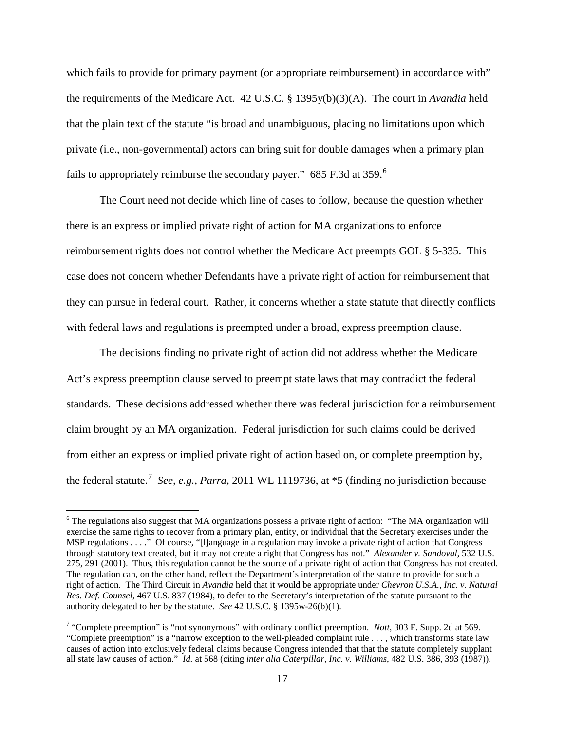which fails to provide for primary payment (or appropriate reimbursement) in accordance with" the requirements of the Medicare Act. 42 U.S.C. § 1395y(b)(3)(A). The court in *Avandia* held that the plain text of the statute "is broad and unambiguous, placing no limitations upon which private (i.e., non-governmental) actors can bring suit for double damages when a primary plan fails to appropriately reimburse the secondary payer." 685 F.3d at 359.[6]

The Court need not decide which line of cases to follow, because the question whether there is an express or implied private right of action for MA organizations to enforce reimbursement rights does not control whether the Medicare Act preempts GOL § 5-335. This case does not concern whether Defendants have a private right of action for reimbursement that they can pursue in federal court. Rather, it concerns whether a state statute that directly conflicts with federal laws and regulations is preempted under a broad, express preemption clause.

The decisions finding no private right of action did not address whether the Medicare Act's express preemption clause served to preempt state laws that may contradict the federal standards. These decisions addressed whether there was federal jurisdiction for a reimbursement claim brought by an MA organization. Federal jurisdiction for such claims could be derived from either an express or implied private right of action based on, or complete preemption by, the federal statute.[7] *See, e.g.*, *Parra*, 2011 WL 1119736, at *5 (finding no jurisdiction because

---

[6] The regulations also suggest that MA organizations possess a private right of action: "The MA organization will exercise the same rights to recover from a primary plan, entity, or individual that the Secretary exercises under the MSP regulations . . . ." Of course, "[l]anguage in a regulation may invoke a private right of action that Congress through statutory text created, but it may not create a right that Congress has not." *Alexander v. Sandoval*, 532 U.S. 275, 291 (2001). Thus, this regulation cannot be the source of a private right of action that Congress has not created. The regulation can, on the other hand, reflect the Department's interpretation of the statute to provide for such a right of action. The Third Circuit in *Avandia* held that it would be appropriate under *Chevron U.S.A., Inc. v. Natural Res. Def. Counsel*, 467 U.S. 837 (1984), to defer to the Secretary's interpretation of the statute pursuant to the authority delegated to her by the statute. *See* 42 U.S.C. § 1395w-26(b)(1).

[7] "Complete preemption" is "not synonymous" with ordinary conflict preemption. *Nott*, 303 F. Supp. 2d at 569. "Complete preemption" is a "narrow exception to the well-pleaded complaint rule . . . , which transforms state law causes of action into exclusively federal claims because Congress intended that that the statute completely supplant all state law causes of action." *Id.* at 568 (citing *inter alia Caterpillar, Inc. v. Williams*, 482 U.S. 386, 393 (1987)).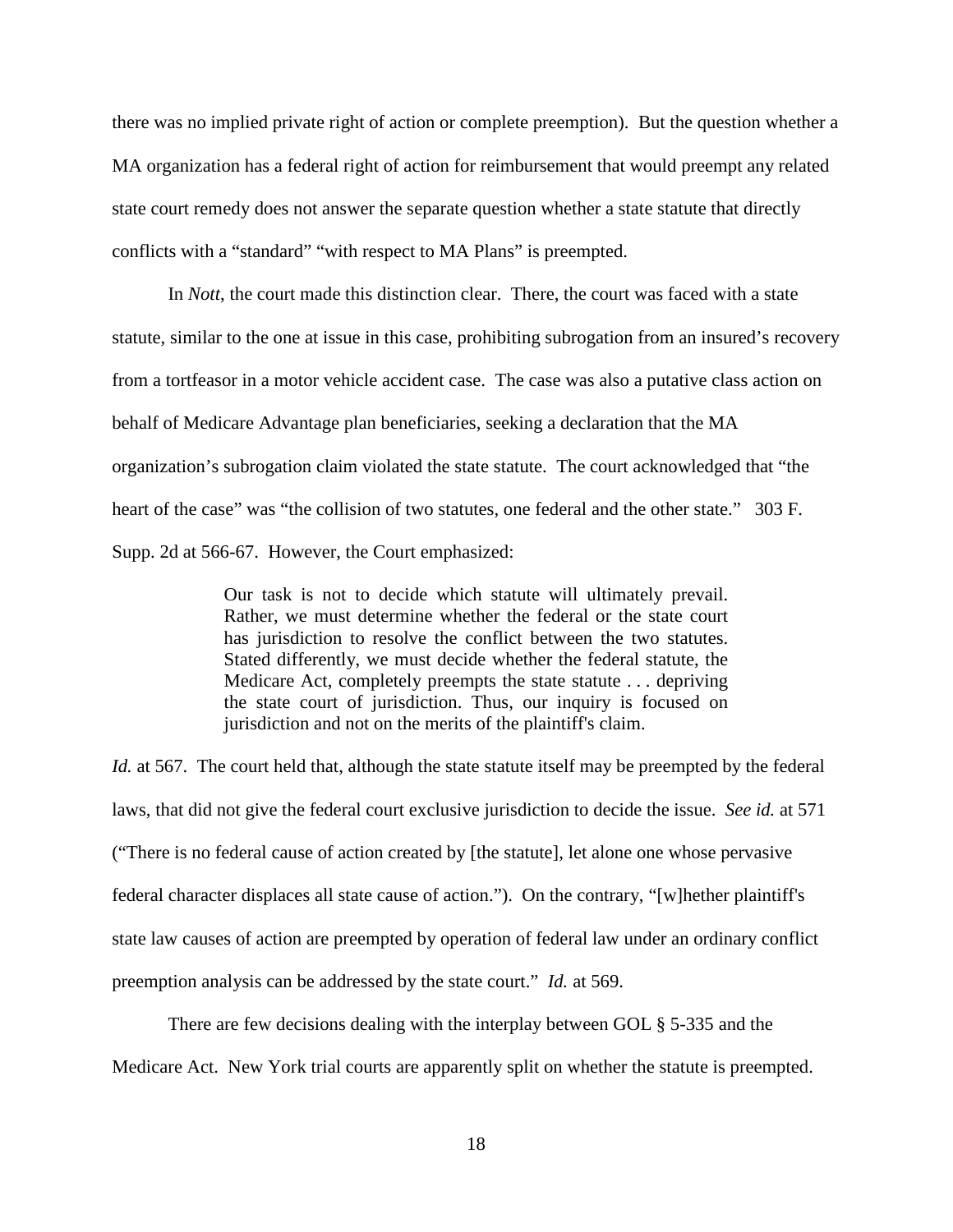there was no implied private right of action or complete preemption). But the question whether a MA organization has a federal right of action for reimbursement that would preempt any related state court remedy does not answer the separate question whether a state statute that directly conflicts with a "standard" "with respect to MA Plans" is preempted.

In *Nott*, the court made this distinction clear. There, the court was faced with a state statute, similar to the one at issue in this case, prohibiting subrogation from an insured's recovery from a tortfeasor in a motor vehicle accident case. The case was also a putative class action on behalf of Medicare Advantage plan beneficiaries, seeking a declaration that the MA organization's subrogation claim violated the state statute. The court acknowledged that "the heart of the case" was "the collision of two statutes, one federal and the other state." 303 F. Supp. 2d at 566-67. However, the Court emphasized:

> Our task is not to decide which statute will ultimately prevail. Rather, we must determine whether the federal or the state court has jurisdiction to resolve the conflict between the two statutes. Stated differently, we must decide whether the federal statute, the Medicare Act, completely preempts the state statute . . . depriving the state court of jurisdiction. Thus, our inquiry is focused on jurisdiction and not on the merits of the plaintiff's claim.

*Id.* at 567. The court held that, although the state statute itself may be preempted by the federal laws, that did not give the federal court exclusive jurisdiction to decide the issue. *See id.* at 571 ("There is no federal cause of action created by [the statute], let alone one whose pervasive federal character displaces all state cause of action."). On the contrary, "[w]hether plaintiff's state law causes of action are preempted by operation of federal law under an ordinary conflict preemption analysis can be addressed by the state court." *Id.* at 569.

There are few decisions dealing with the interplay between GOL § 5-335 and the Medicare Act. New York trial courts are apparently split on whether the statute is preempted.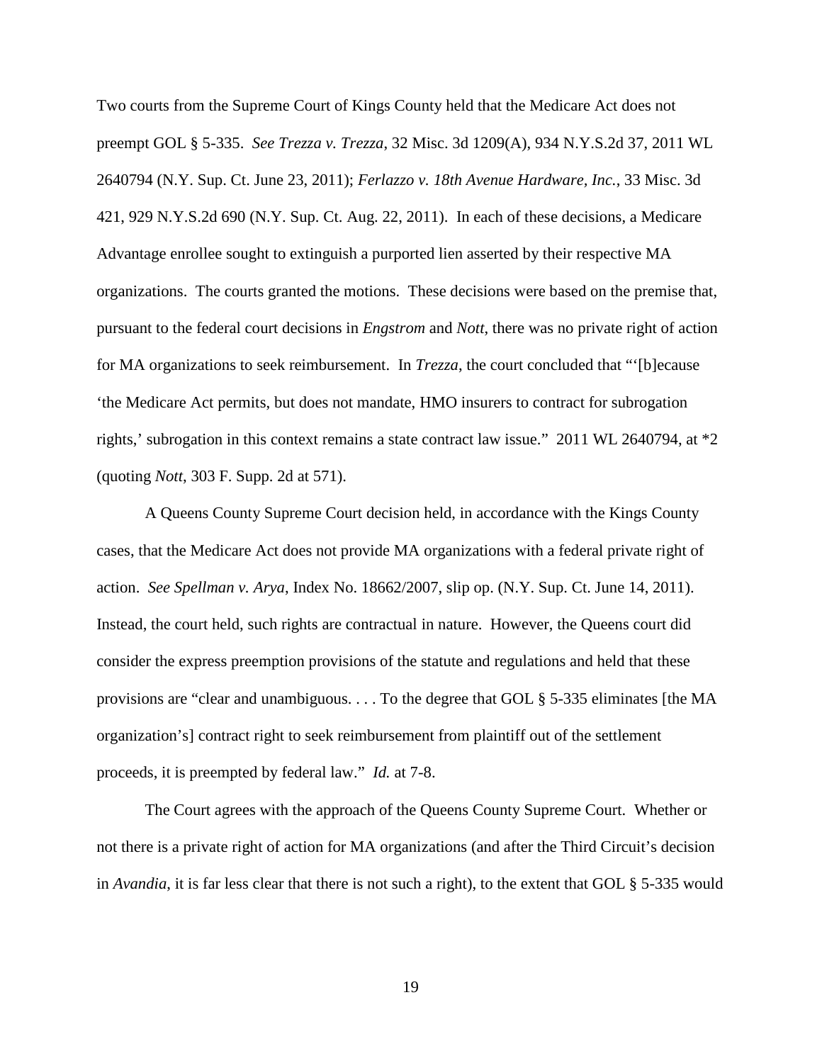Two courts from the Supreme Court of Kings County held that the Medicare Act does not preempt GOL § 5-335. *See Trezza v. Trezza*, 32 Misc. 3d 1209(A), 934 N.Y.S.2d 37, 2011 WL 2640794 (N.Y. Sup. Ct. June 23, 2011); *Ferlazzo v. 18th Avenue Hardware, Inc.*, 33 Misc. 3d 421, 929 N.Y.S.2d 690 (N.Y. Sup. Ct. Aug. 22, 2011). In each of these decisions, a Medicare Advantage enrollee sought to extinguish a purported lien asserted by their respective MA organizations. The courts granted the motions. These decisions were based on the premise that, pursuant to the federal court decisions in *Engstrom* and *Nott*, there was no private right of action for MA organizations to seek reimbursement. In *Trezza*, the court concluded that "'[b]ecause 'the Medicare Act permits, but does not mandate, HMO insurers to contract for subrogation rights,' subrogation in this context remains a state contract law issue." 2011 WL 2640794, at *2 (quoting *Nott*, 303 F. Supp. 2d at 571).

A Queens County Supreme Court decision held, in accordance with the Kings County cases, that the Medicare Act does not provide MA organizations with a federal private right of action. *See Spellman v. Arya*, Index No. 18662/2007, slip op. (N.Y. Sup. Ct. June 14, 2011). Instead, the court held, such rights are contractual in nature. However, the Queens court did consider the express preemption provisions of the statute and regulations and held that these provisions are "clear and unambiguous. . . . To the degree that GOL § 5-335 eliminates [the MA organization's] contract right to seek reimbursement from plaintiff out of the settlement proceeds, it is preempted by federal law." *Id.* at 7-8.

The Court agrees with the approach of the Queens County Supreme Court. Whether or not there is a private right of action for MA organizations (and after the Third Circuit's decision in *Avandia*, it is far less clear that there is not such a right), to the extent that GOL § 5-335 would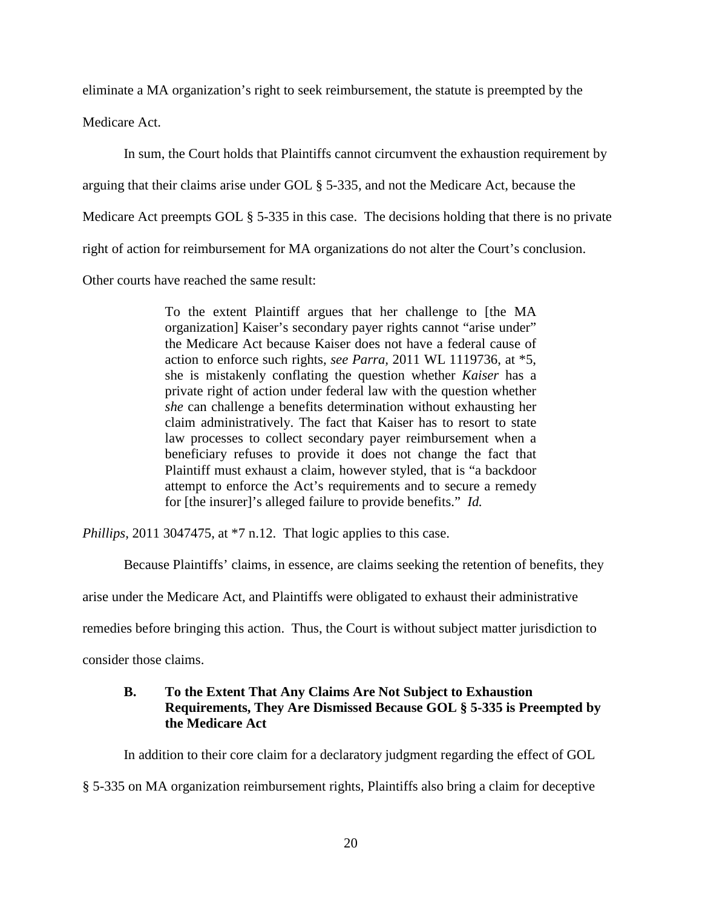eliminate a MA organization's right to seek reimbursement, the statute is preempted by the Medicare Act.

In sum, the Court holds that Plaintiffs cannot circumvent the exhaustion requirement by arguing that their claims arise under GOL § 5-335, and not the Medicare Act, because the Medicare Act preempts GOL § 5-335 in this case. The decisions holding that there is no private right of action for reimbursement for MA organizations do not alter the Court's conclusion. Other courts have reached the same result:

> To the extent Plaintiff argues that her challenge to [the MA organization] Kaiser's secondary payer rights cannot "arise under" the Medicare Act because Kaiser does not have a federal cause of action to enforce such rights, *see Parra,* 2011 WL 1119736, at *5, she is mistakenly conflating the question whether *Kaiser* has a private right of action under federal law with the question whether *she* can challenge a benefits determination without exhausting her claim administratively. The fact that Kaiser has to resort to state law processes to collect secondary payer reimbursement when a beneficiary refuses to provide it does not change the fact that Plaintiff must exhaust a claim, however styled, that is "a backdoor attempt to enforce the Act's requirements and to secure a remedy for [the insurer]'s alleged failure to provide benefits." *Id.*

*Phillips*, 2011 3047475, at *7 n.12. That logic applies to this case.

Because Plaintiffs' claims, in essence, are claims seeking the retention of benefits, they arise under the Medicare Act, and Plaintiffs were obligated to exhaust their administrative remedies before bringing this action. Thus, the Court is without subject matter jurisdiction to consider those claims.

### B. To the Extent That Any Claims Are Not Subject to Exhaustion Requirements, They Are Dismissed Because GOL § 5-335 is Preempted by the Medicare Act

In addition to their core claim for a declaratory judgment regarding the effect of GOL § 5-335 on MA organization reimbursement rights, Plaintiffs also bring a claim for deceptive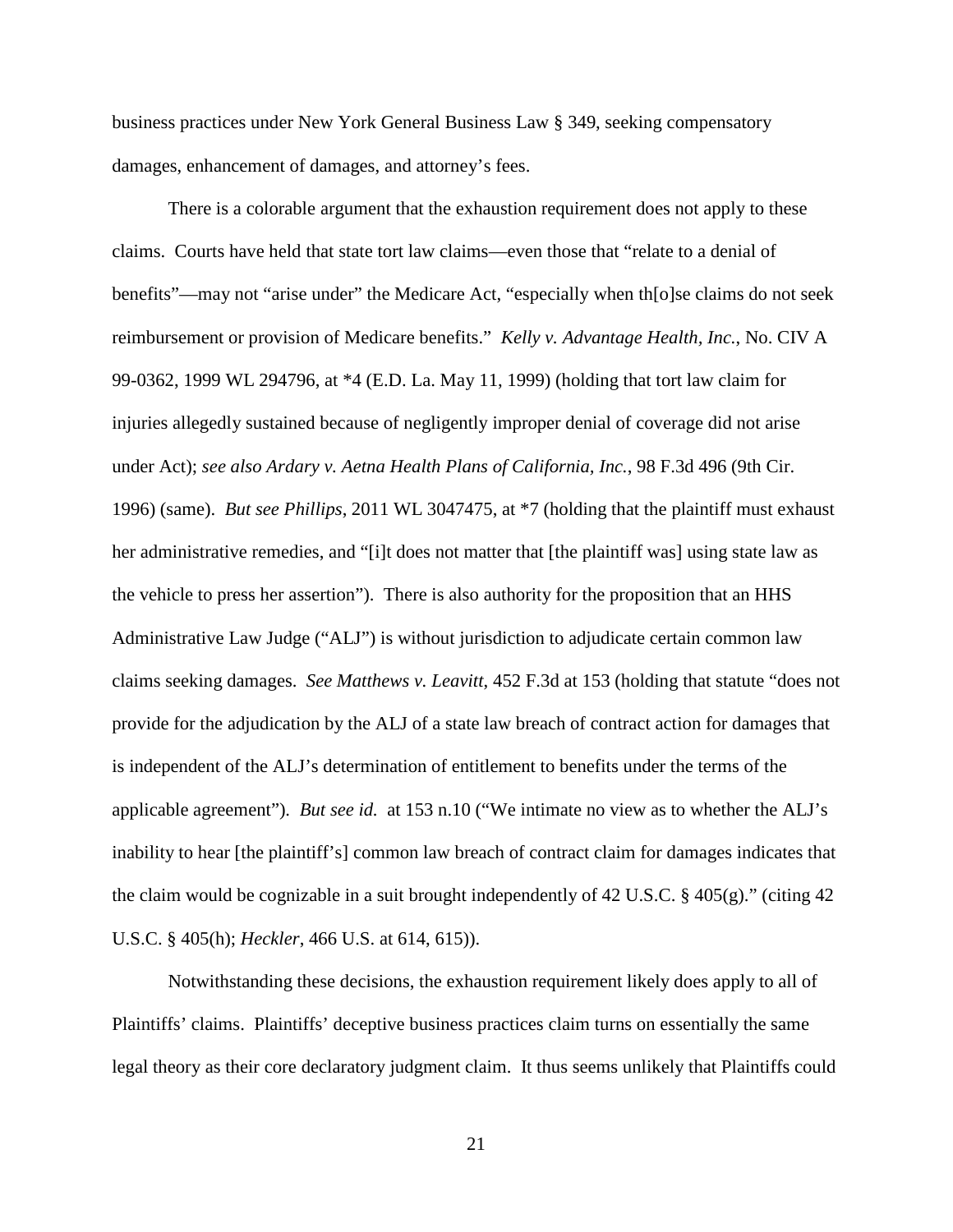business practices under New York General Business Law § 349, seeking compensatory damages, enhancement of damages, and attorney's fees.

There is a colorable argument that the exhaustion requirement does not apply to these claims. Courts have held that state tort law claims—even those that "relate to a denial of benefits"—may not "arise under" the Medicare Act, "especially when th[o]se claims do not seek reimbursement or provision of Medicare benefits." *Kelly v. Advantage Health, Inc.*, No. CIV A 99-0362, 1999 WL 294796, at *4 (E.D. La. May 11, 1999) (holding that tort law claim for injuries allegedly sustained because of negligently improper denial of coverage did not arise under Act); *see also Ardary v. Aetna Health Plans of California, Inc.*, 98 F.3d 496 (9th Cir. 1996) (same). *But see Phillips*, 2011 WL 3047475, at *7 (holding that the plaintiff must exhaust her administrative remedies, and "[i]t does not matter that [the plaintiff was] using state law as the vehicle to press her assertion"). There is also authority for the proposition that an HHS Administrative Law Judge ("ALJ") is without jurisdiction to adjudicate certain common law claims seeking damages. *See Matthews v. Leavitt*, 452 F.3d at 153 (holding that statute "does not provide for the adjudication by the ALJ of a state law breach of contract action for damages that is independent of the ALJ's determination of entitlement to benefits under the terms of the applicable agreement"). *But see id.* at 153 n.10 ("We intimate no view as to whether the ALJ's inability to hear [the plaintiff's] common law breach of contract claim for damages indicates that the claim would be cognizable in a suit brought independently of 42 U.S.C. § 405(g)." (citing 42 U.S.C. § 405(h); *Heckler*, 466 U.S. at 614, 615)).

Notwithstanding these decisions, the exhaustion requirement likely does apply to all of Plaintiffs' claims. Plaintiffs' deceptive business practices claim turns on essentially the same legal theory as their core declaratory judgment claim. It thus seems unlikely that Plaintiffs could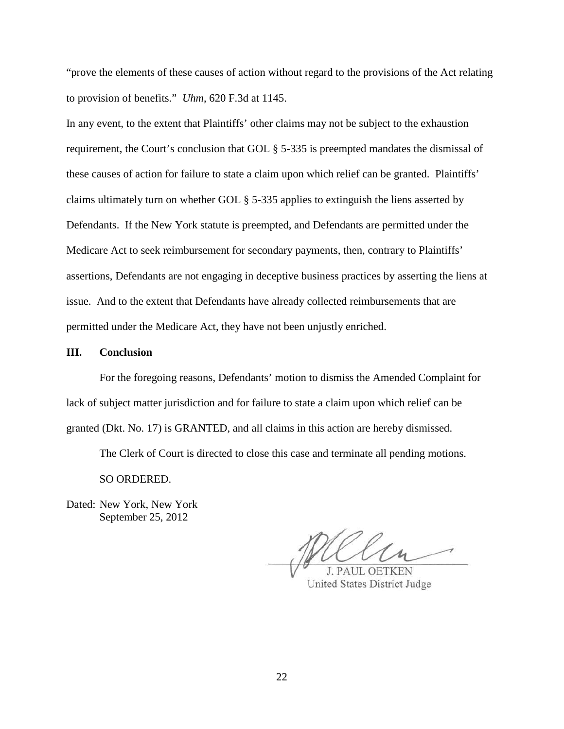"prove the elements of these causes of action without regard to the provisions of the Act relating to provision of benefits." *Uhm*, 620 F.3d at 1145.

In any event, to the extent that Plaintiffs' other claims may not be subject to the exhaustion requirement, the Court's conclusion that GOL § 5-335 is preempted mandates the dismissal of these causes of action for failure to state a claim upon which relief can be granted. Plaintiffs' claims ultimately turn on whether GOL § 5-335 applies to extinguish the liens asserted by Defendants. If the New York statute is preempted, and Defendants are permitted under the Medicare Act to seek reimbursement for secondary payments, then, contrary to Plaintiffs' assertions, Defendants are not engaging in deceptive business practices by asserting the liens at issue. And to the extent that Defendants have already collected reimbursements that are permitted under the Medicare Act, they have not been unjustly enriched.

## III. Conclusion

For the foregoing reasons, Defendants' motion to dismiss the Amended Complaint for lack of subject matter jurisdiction and for failure to state a claim upon which relief can be granted (Dkt. No. 17) is GRANTED, and all claims in this action are hereby dismissed.

The Clerk of Court is directed to close this case and terminate all pending motions.

SO ORDERED.

Dated: New York, New York
September 25, 2012

J. PAUL OETKEN
United States District Judge